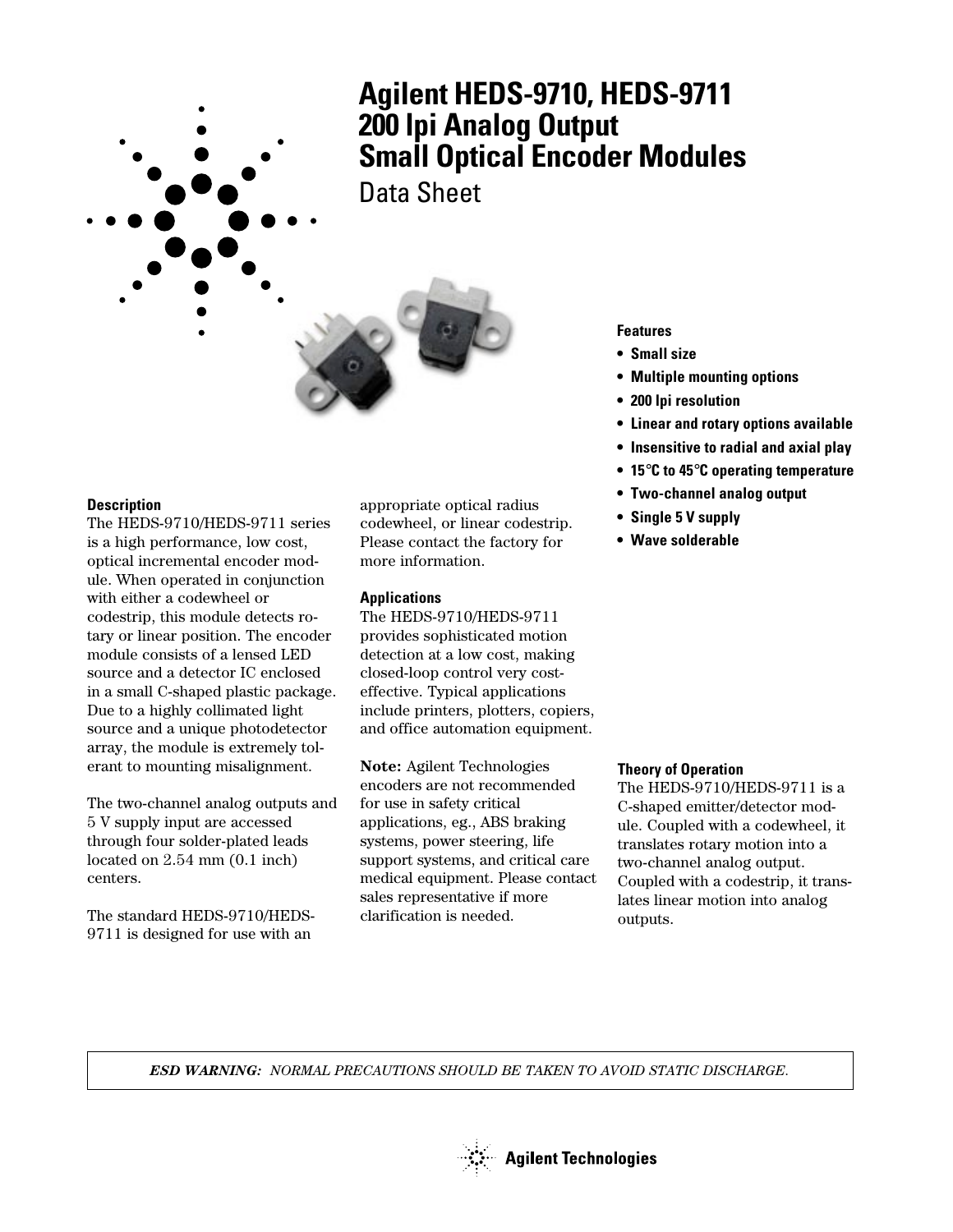# Agilent HEDS-9710, HEDS-9711 200 lpi Analog Output Small Optical Encoder Modules

## Data Sheet

### Features

- **Small size**
- **Multiple mounting options**
- **200 lpi resolution**
- **Linear and rotary options available**
- **Insensitive to radial and axial play**
- **15°C to 45°C operating temperature**
- **Two-channel analog output**
- **Single 5 V supply**
- **Wave solderable**

### Description

The HEDS-9710/HEDS-9711 series is a high performance, low cost, optical incremental encoder module. When operated in conjunction with either a codewheel or codestrip, this module detects rotary or linear position. The encoder module consists of a lensed LED source and a detector IC enclosed in a small C-shaped plastic package. Due to a highly collimated light source and a unique photodetector array, the module is extremely tolerant to mounting misalignment.

The two-channel analog outputs and 5 V supply input are accessed through four solder-plated leads located on 2.54 mm (0.1 inch) centers.

The standard HEDS-9710/HEDS-9711 is designed for use with an appropriate optical radius codewheel, or linear codestrip. Please contact the factory for more information.

### Applications

The HEDS-9710/HEDS-9711 provides sophisticated motion detection at a low cost, making closed-loop control very cost-effective. Typical applications include printers, plotters, copiers, and office automation equipment.

**Note:** Agilent Technologies encoders are not recommended for use in safety critical applications, eg., ABS braking systems, power steering, life support systems, and critical care medical equipment. Please contact sales representative if more clarification is needed.

### Theory of Operation

The HEDS-9710/HEDS-9711 is a C-shaped emitter/detector module. Coupled with a codewheel, it translates rotary motion into a two-channel analog output. Coupled with a codestrip, it translates linear motion into analog outputs.

***ESD WARNING:*** *NORMAL PRECAUTIONS SHOULD BE TAKEN TO AVOID STATIC DISCHARGE.*

Agilent Technologies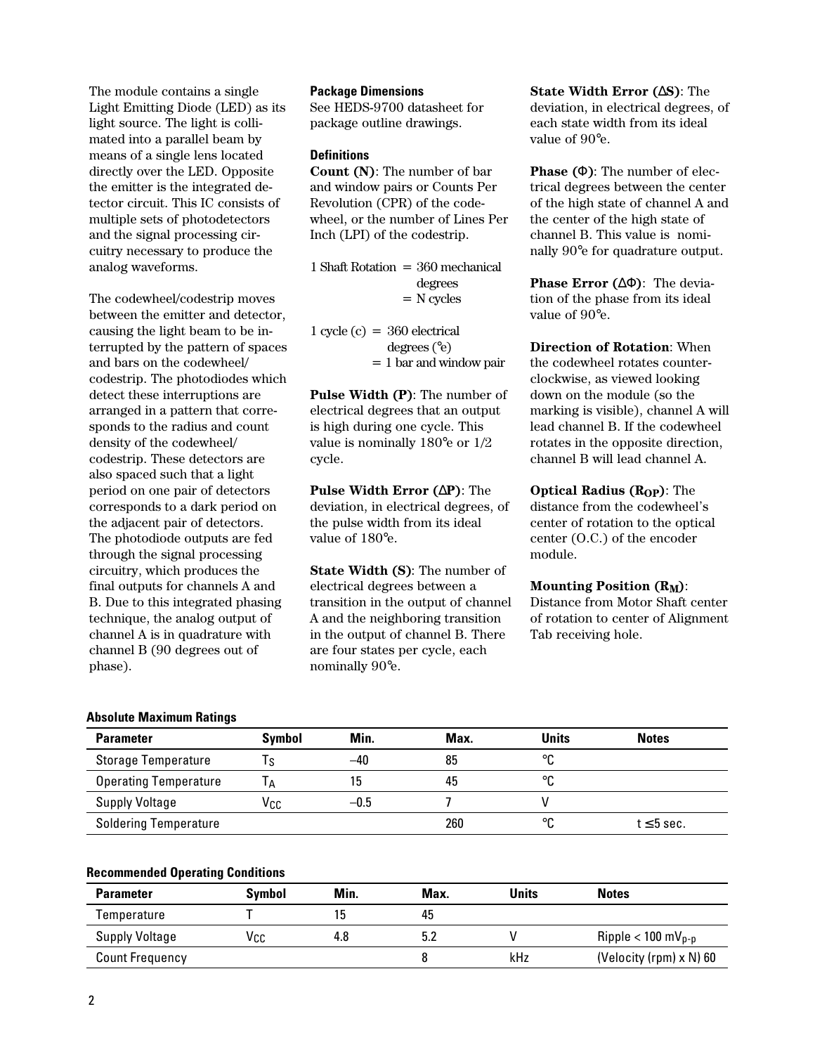The module contains a single Light Emitting Diode (LED) as its light source. The light is collimated into a parallel beam by means of a single lens located directly over the LED. Opposite the emitter is the integrated detector circuit. This IC consists of multiple sets of photodetectors and the signal processing circuitry necessary to produce the analog waveforms.

The codewheel/codestrip moves between the emitter and detector, causing the light beam to be interrupted by the pattern of spaces and bars on the codewheel/codestrip. The photodiodes which detect these interruptions are arranged in a pattern that corresponds to the radius and count density of the codewheel/codestrip. These detectors are also spaced such that a light period on one pair of detectors corresponds to a dark period on the adjacent pair of detectors. The photodiode outputs are fed through the signal processing circuitry, which produces the final outputs for channels A and B. Due to this integrated phasing technique, the analog output of channel A is in quadrature with channel B (90 degrees out of phase).

**Package Dimensions**
See HEDS-9700 datasheet for package outline drawings.

**Definitions**

**Count (N)**: The number of bar and window pairs or Counts Per Revolution (CPR) of the codewheel, or the number of Lines Per Inch (LPI) of the codestrip.

1 Shaft Rotation = 360 mechanical degrees
= N cycles

1 cycle (c) = 360 electrical degrees (°e)
= 1 bar and window pair

**Pulse Width (P)**: The number of electrical degrees that an output is high during one cycle. This value is nominally 180°e or 1/2 cycle.

**Pulse Width Error (ΔP)**: The deviation, in electrical degrees, of the pulse width from its ideal value of 180°e.

**State Width (S)**: The number of electrical degrees between a transition in the output of channel A and the neighboring transition in the output of channel B. There are four states per cycle, each nominally 90°e.

**State Width Error (ΔS)**: The deviation, in electrical degrees, of each state width from its ideal value of 90°e.

**Phase (Φ)**: The number of electrical degrees between the center of the high state of channel A and the center of the high state of channel B. This value is nominally 90°e for quadrature output.

**Phase Error (ΔΦ)**: The deviation of the phase from its ideal value of 90°e.

**Direction of Rotation**: When the codewheel rotates counterclockwise, as viewed looking down on the module (so the marking is visible), channel A will lead channel B. If the codewheel rotates in the opposite direction, channel B will lead channel A.

**Optical Radius ($R_{OP}$)**: The distance from the codewheel's center of rotation to the optical center (O.C.) of the encoder module.

**Mounting Position ($R_M$)**: Distance from Motor Shaft center of rotation to center of Alignment Tab receiving hole.

**Absolute Maximum Ratings**

| Parameter | Symbol | Min. | Max. | Units | Notes |
|---|---|---|---|---|---|
| Storage Temperature | $T_S$ | –40 | 85 | °C | |
| Operating Temperature | $T_A$ | 15 | 45 | °C | |
| Supply Voltage | $V_{CC}$ | –0.5 | 7 | V | |
| Soldering Temperature | | | 260 | °C | t ≤5 sec. |

**Recommended Operating Conditions**

| Parameter | Symbol | Min. | Max. | Units | Notes |
|---|---|---|---|---|---|
| Temperature | T | 15 | 45 | | |
| Supply Voltage | $V_{CC}$ | 4.8 | 5.2 | V | Ripple < 100 $mV_{p-p}$ |
| Count Frequency | | | 8 | kHz | (Velocity (rpm) x N) 60 |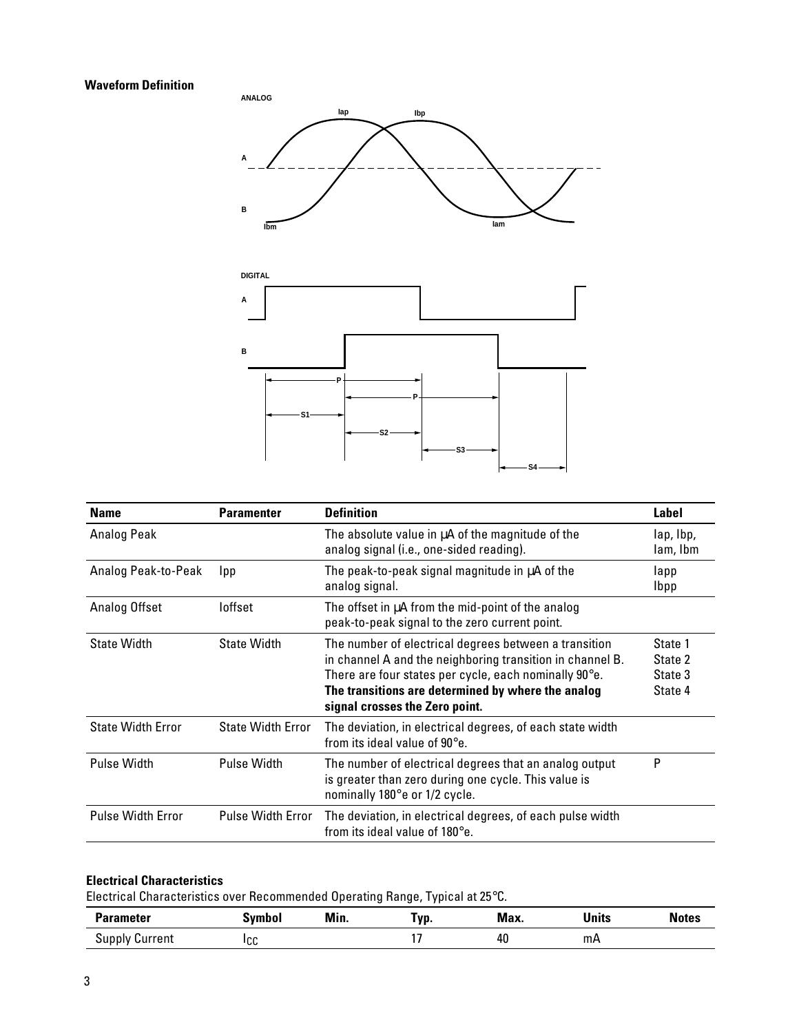**Waveform Definition**

| Name | Paramenter | Definition | Label |
|---|---|---|---|
| Analog Peak | | The absolute value in μA of the magnitude of the analog signal (i.e., one-sided reading). | Iap, Ibp, Iam, Ibm |
| Analog Peak-to-Peak | Ipp | The peak-to-peak signal magnitude in μA of the analog signal. | Iapp Ibpp |
| Analog Offset | Ioffset | The offset in μA from the mid-point of the analog peak-to-peak signal to the zero current point. | |
| State Width | State Width | The number of electrical degrees between a transition in channel A and the neighboring transition in channel B. There are four states per cycle, each nominally 90°e. **The transitions are determined by where the analog signal crosses the Zero point.** | State 1 State 2 State 3 State 4 |
| State Width Error | State Width Error | The deviation, in electrical degrees, of each state width from its ideal value of 90°e. | |
| Pulse Width | Pulse Width | The number of electrical degrees that an analog output is greater than zero during one cycle. This value is nominally 180°e or 1/2 cycle. | P |
| Pulse Width Error | Pulse Width Error | The deviation, in electrical degrees, of each pulse width from its ideal value of 180°e. | |

**Electrical Characteristics**

Electrical Characteristics over Recommended Operating Range, Typical at 25°C.

| Parameter | Symbol | Min. | Typ. | Max. | Units | Notes |
|---|---|---|---|---|---|---|
| Supply Current | $I_{CC}$ | | 17 | 40 | mA | |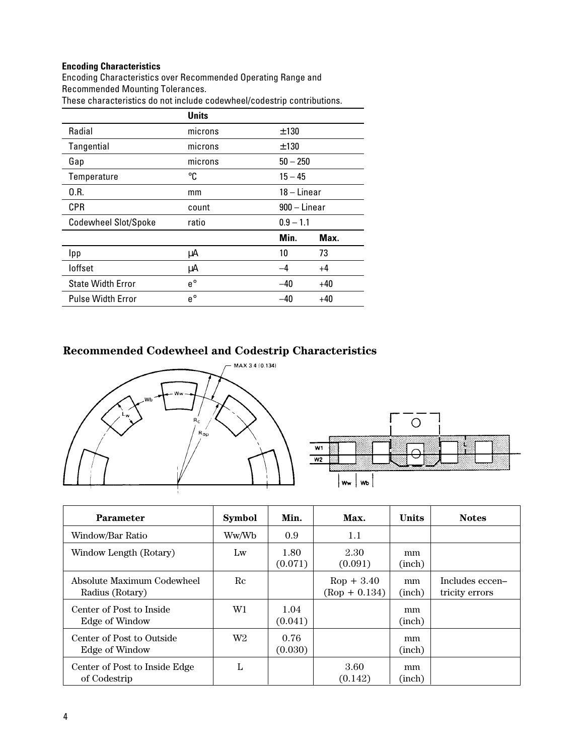**Encoding Characteristics**

Encoding Characteristics over Recommended Operating Range and Recommended Mounting Tolerances.
These characteristics do not include codewheel/codestrip contributions.

| | Units | | |
|---|---|---|---|
| Radial | microns | ±130 | |
| Tangential | microns | ±130 | |
| Gap | microns | 50 – 250 | |
| Temperature | °C | 15 – 45 | |
| O.R. | mm | 18 – Linear | |
| CPR | count | 900 – Linear | |
| Codewheel Slot/Spoke | ratio | 0.9 – 1.1 | |
| | | **Min.** | **Max.** |
| Ipp | μA | 10 | 73 |
| Ioffset | μA | –4 | +4 |
| State Width Error | e° | –40 | +40 |
| Pulse Width Error | e° | –40 | +40 |

## Recommended Codewheel and Codestrip Characteristics

| Parameter | Symbol | Min. | Max. | Units | Notes |
|---|---|---|---|---|---|
| Window/Bar Ratio | Ww/Wb | 0.9 | 1.1 | | |
| Window Length (Rotary) | Lw | 1.80 (0.071) | 2.30 (0.091) | mm (inch) | |
| Absolute Maximum Codewheel Radius (Rotary) | Rc | | Rop + 3.40 (Rop + 0.134) | mm (inch) | Includes eccen–tricity errors |
| Center of Post to Inside Edge of Window | W1 | 1.04 (0.041) | | mm (inch) | |
| Center of Post to Outside Edge of Window | W2 | 0.76 (0.030) | | mm (inch) | |
| Center of Post to Inside Edge of Codestrip | L | | 3.60 (0.142) | mm (inch) | |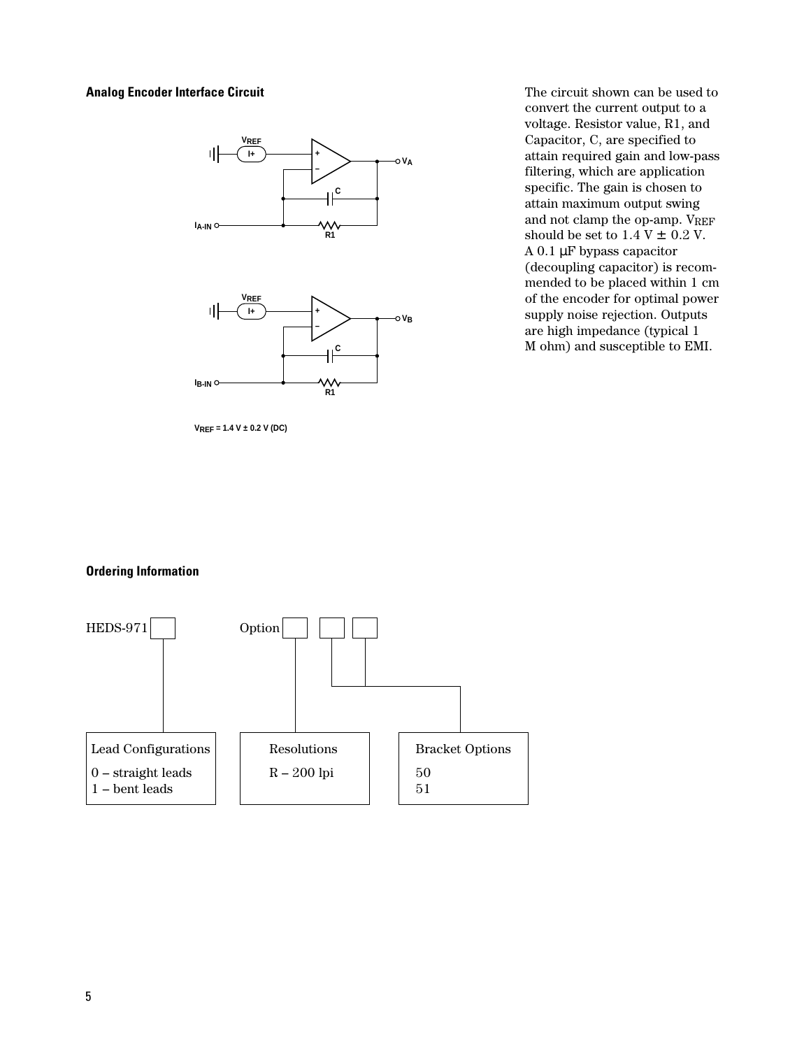### Analog Encoder Interface Circuit

$V_{REF} = 1.4\ V \pm 0.2\ V\ (DC)$

The circuit shown can be used to convert the current output to a voltage. Resistor value, R1, and Capacitor, C, are specified to attain required gain and low-pass filtering, which are application specific. The gain is chosen to attain maximum output swing and not clamp the op-amp. $V_{REF}$ should be set to 1.4 V ± 0.2 V. A 0.1 µF bypass capacitor (decoupling capacitor) is recommended to be placed within 1 cm of the encoder for optimal power supply noise rejection. Outputs are high impedance (typical 1 M ohm) and susceptible to EMI.

### Ordering Information

HEDS-971 [ ] Option [ ] [ ] [ ]

| Lead Configurations | Resolutions | Bracket Options |
|---|---|---|
| 0 – straight leads | R – 200 lpi | 50 |
| 1 – bent leads | | 51 |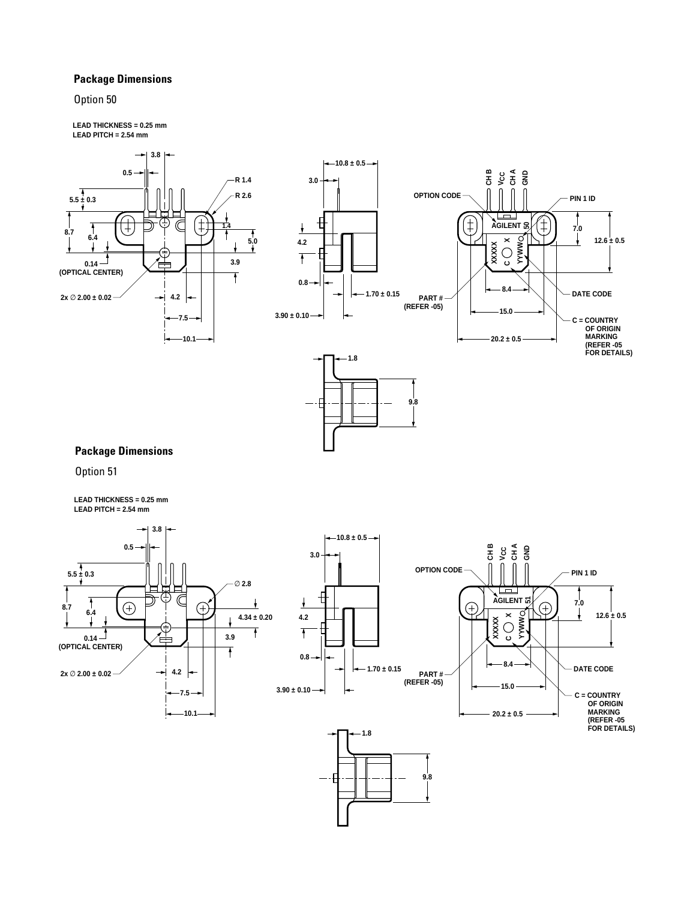## Package Dimensions

Option 50

**LEAD THICKNESS = 0.25 mm**
**LEAD PITCH = 2.54 mm**

3.8
0.5
5.5 ± 0.3
8.7
6.4
0.14
(OPTICAL CENTER)
2x ∅ 2.00 ± 0.02
R 1.4
R 2.6
1.4
5.0
3.9
4.2
7.5
10.1

10.8 ± 0.5
3.0
4.2
0.8
1.70 ± 0.15
3.90 ± 0.10
1.8
9.8

CH B
$V_{CC}$
CH A
GND
OPTION CODE
PIN 1 ID
AGILENT 50
XXXXX
X
C
YYWW
7.0
12.6 ± 0.5
8.4
15.0
20.2 ± 0.5
PART #
(REFER -05)
DATE CODE
C = COUNTRY OF ORIGIN MARKING (REFER -05 FOR DETAILS)

## Package Dimensions

Option 51

**LEAD THICKNESS = 0.25 mm**
**LEAD PITCH = 2.54 mm**

3.8
0.5
5.5 ± 0.3
8.7
6.4
0.14
(OPTICAL CENTER)
2x ∅ 2.00 ± 0.02
∅ 2.8
4.34 ± 0.20
3.9
4.2
7.5
10.1

10.8 ± 0.5
3.0
4.2
0.8
1.70 ± 0.15
3.90 ± 0.10
1.8
9.8

CH B
$V_{CC}$
CH A
GND
OPTION CODE
PIN 1 ID
AGILENT 51
XXXXX
X
C
YYWW
7.0
12.6 ± 0.5
8.4
15.0
20.2 ± 0.5
PART #
(REFER -05)
DATE CODE
C = COUNTRY OF ORIGIN MARKING (REFER -05 FOR DETAILS)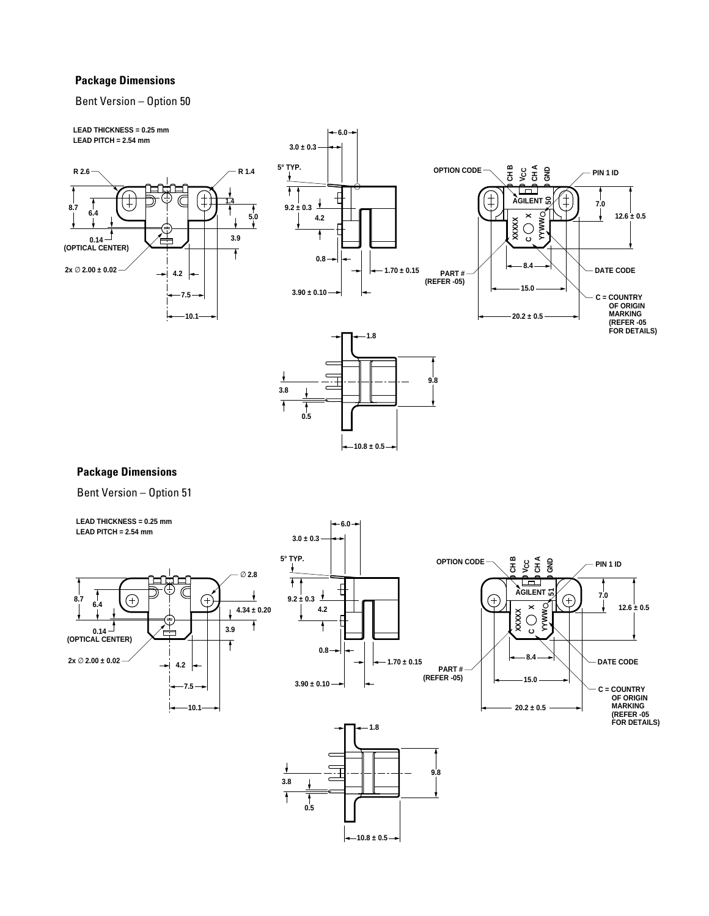## Package Dimensions

Bent Version – Option 50

LEAD THICKNESS = 0.25 mm
LEAD PITCH = 2.54 mm

R 2.6
R 1.4
8.7
6.4
1.4
5.0
0.14
(OPTICAL CENTER)
3.9
2x ∅ 2.00 ± 0.02
4.2
7.5
10.1

6.0
3.0 ± 0.3
5° TYP.
9.2 ± 0.3
4.2
0.8
1.70 ± 0.15
3.90 ± 0.10

OPTION CODE
CH B
$V_{CC}$
CH A
GND
PIN 1 ID
AGILENT 50
XXXXX
C X
YYWW
7.0
12.6 ± 0.5
8.4
DATE CODE
PART #
(REFER -05)
15.0
C = COUNTRY OF ORIGIN MARKING (REFER -05 FOR DETAILS)
20.2 ± 0.5

1.8
9.8
3.8
0.5
10.8 ± 0.5

## Package Dimensions

Bent Version – Option 51

LEAD THICKNESS = 0.25 mm
LEAD PITCH = 2.54 mm

∅ 2.8
8.7
6.4
4.34 ± 0.20
0.14
(OPTICAL CENTER)
3.9
2x ∅ 2.00 ± 0.02
4.2
7.5
10.1

6.0
3.0 ± 0.3
5° TYP.
9.2 ± 0.3
4.2
0.8
1.70 ± 0.15
3.90 ± 0.10

OPTION CODE
CH B
$V_{CC}$
CH A
GND
PIN 1 ID
AGILENT 51
XXXXX
C X
YYWW
7.0
12.6 ± 0.5
8.4
DATE CODE
PART #
(REFER -05)
15.0
C = COUNTRY OF ORIGIN MARKING (REFER -05 FOR DETAILS)
20.2 ± 0.5

1.8
9.8
3.8
0.5
10.8 ± 0.5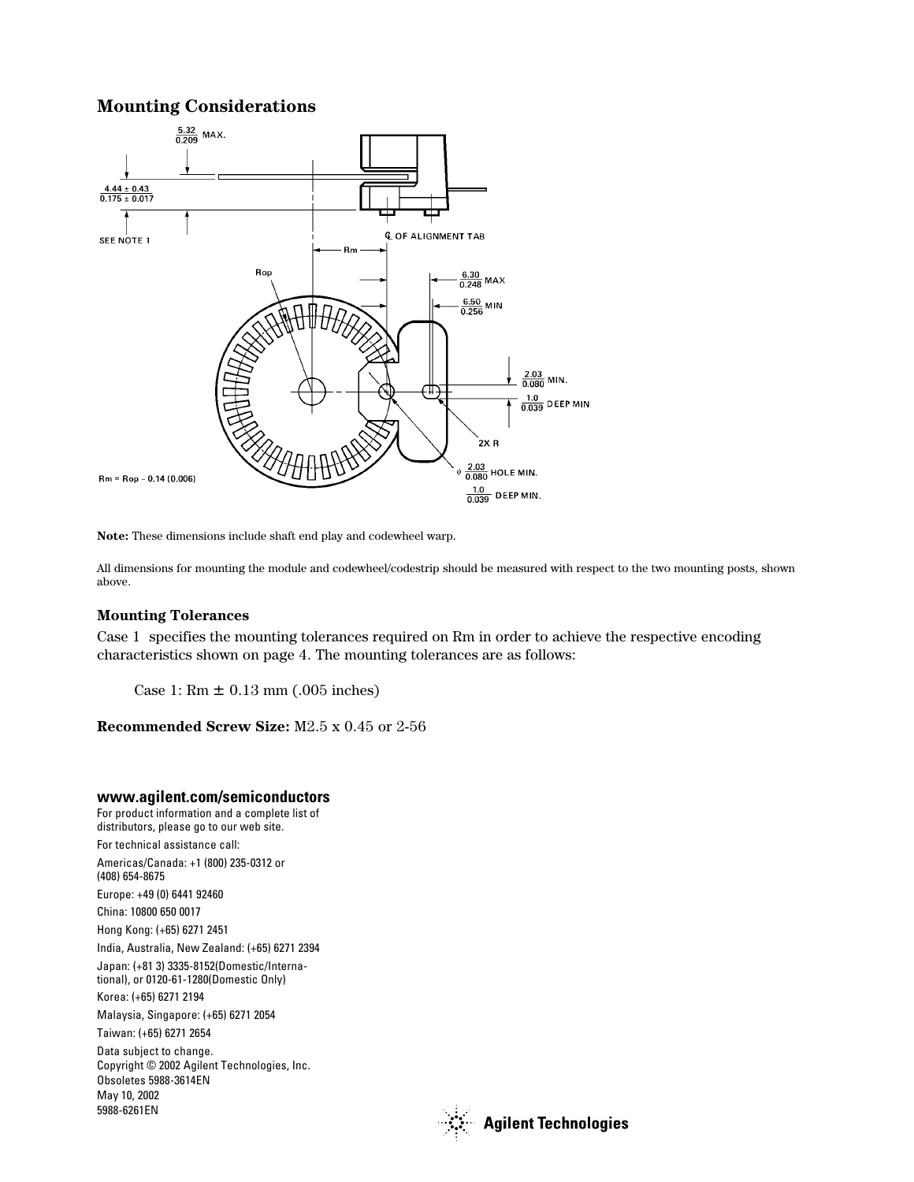## Mounting Considerations

5.32/0.209 MAX.

4.44 ± 0.43 / 0.175 ± 0.017

SEE NOTE 1

℄ OF ALIGNMENT TAB

Rm

Rop

6.30/0.248 MAX

6.50/0.256 MIN

2.03/0.080 MIN.

1.0/0.039 DEEP MIN

2X R

φ 2.03/0.080 HOLE MIN.

1.0/0.039 DEEP MIN.

Rm = Rop - 0.14 (0.006)

**Note:** These dimensions include shaft end play and codewheel warp.

All dimensions for mounting the module and codewheel/codestrip should be measured with respect to the two mounting posts, shown above.

### Mounting Tolerances

Case 1 specifies the mounting tolerances required on Rm in order to achieve the respective encoding characteristics shown on page 4. The mounting tolerances are as follows:

Case 1: Rm ± 0.13 mm (.005 inches)

**Recommended Screw Size:** M2.5 x 0.45 or 2-56

**www.agilent.com/semiconductors**

For product information and a complete list of distributors, please go to our web site.

For technical assistance call:

Americas/Canada: +1 (800) 235-0312 or (408) 654-8675

Europe: +49 (0) 6441 92460

China: 10800 650 0017

Hong Kong: (+65) 6271 2451

India, Australia, New Zealand: (+65) 6271 2394

Japan: (+81 3) 3335-8152(Domestic/International), or 0120-61-1280(Domestic Only)

Korea: (+65) 6271 2194

Malaysia, Singapore: (+65) 6271 2054

Taiwan: (+65) 6271 2654

Data subject to change.
Copyright © 2002 Agilent Technologies, Inc.
Obsoletes 5988-3614EN
May 10, 2002
5988-6261EN

Agilent Technologies